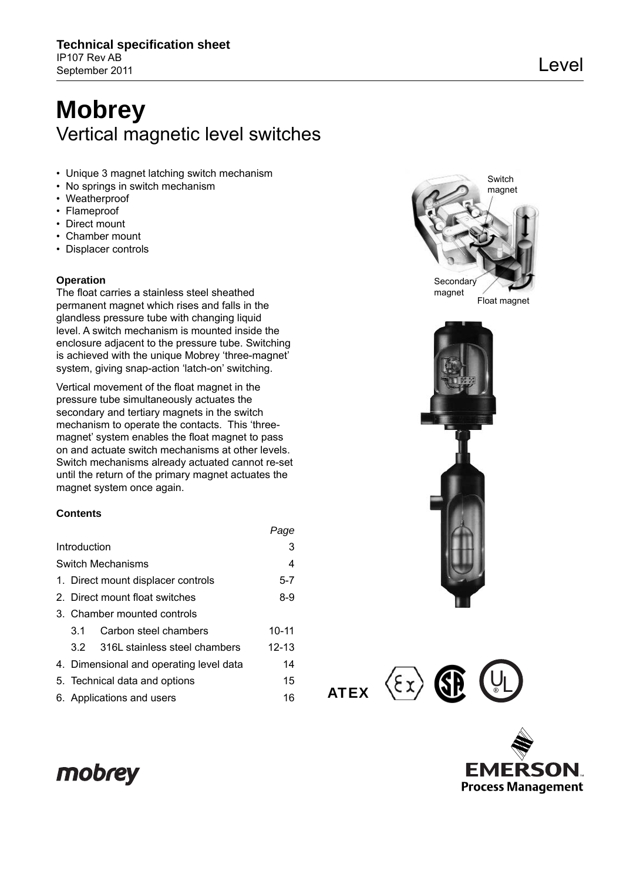**Technical specification sheet**
IP107 Rev AB
September 2011

Level

# Mobrey
## Vertical magnetic level switches

- Unique 3 magnet latching switch mechanism
- No springs in switch mechanism
- Weatherproof
- Flameproof
- Direct mount
- Chamber mount
- Displacer controls

**Operation**

The float carries a stainless steel sheathed permanent magnet which rises and falls in the glandless pressure tube with changing liquid level. A switch mechanism is mounted inside the enclosure adjacent to the pressure tube. Switching is achieved with the unique Mobrey 'three-magnet' system, giving snap-action 'latch-on' switching.

Vertical movement of the float magnet in the pressure tube simultaneously actuates the secondary and tertiary magnets in the switch mechanism to operate the contacts. This 'three-magnet' system enables the float magnet to pass on and actuate switch mechanisms at other levels. Switch mechanisms already actuated cannot re-set until the return of the primary magnet actuates the magnet system once again.

Switch magnet

Secondary magnet

Float magnet

**Contents**

| | *Page* |
|---|---|
| Introduction | 3 |
| Switch Mechanisms | 4 |
| 1. Direct mount displacer controls | 5-7 |
| 2. Direct mount float switches | 8-9 |
| 3. Chamber mounted controls | |
| 3.1 Carbon steel chambers | 10-11 |
| 3.2 316L stainless steel chambers | 12-13 |
| 4. Dimensional and operating level data | 14 |
| 5. Technical data and options | 15 |
| 6. Applications and users | 16 |

ATEX

mobrey

EMERSON. Process Management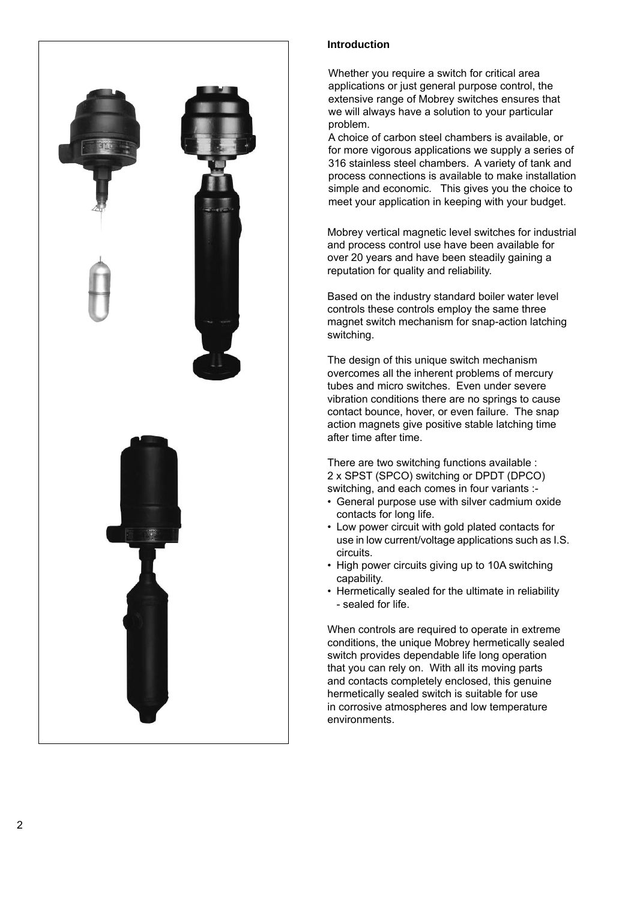## Introduction

Whether you require a switch for critical area applications or just general purpose control, the extensive range of Mobrey switches ensures that we will always have a solution to your particular problem.

A choice of carbon steel chambers is available, or for more vigorous applications we supply a series of 316 stainless steel chambers. A variety of tank and process connections is available to make installation simple and economic. This gives you the choice to meet your application in keeping with your budget.

Mobrey vertical magnetic level switches for industrial and process control use have been available for over 20 years and have been steadily gaining a reputation for quality and reliability.

Based on the industry standard boiler water level controls these controls employ the same three magnet switch mechanism for snap-action latching switching.

The design of this unique switch mechanism overcomes all the inherent problems of mercury tubes and micro switches. Even under severe vibration conditions there are no springs to cause contact bounce, hover, or even failure. The snap action magnets give positive stable latching time after time after time.

There are two switching functions available : 2 x SPST (SPCO) switching or DPDT (DPCO) switching, and each comes in four variants :-

- General purpose use with silver cadmium oxide contacts for long life.
- Low power circuit with gold plated contacts for use in low current/voltage applications such as I.S. circuits.
- High power circuits giving up to 10A switching capability.
- Hermetically sealed for the ultimate in reliability - sealed for life.

When controls are required to operate in extreme conditions, the unique Mobrey hermetically sealed switch provides dependable life long operation that you can rely on. With all its moving parts and contacts completely enclosed, this genuine hermetically sealed switch is suitable for use in corrosive atmospheres and low temperature environments.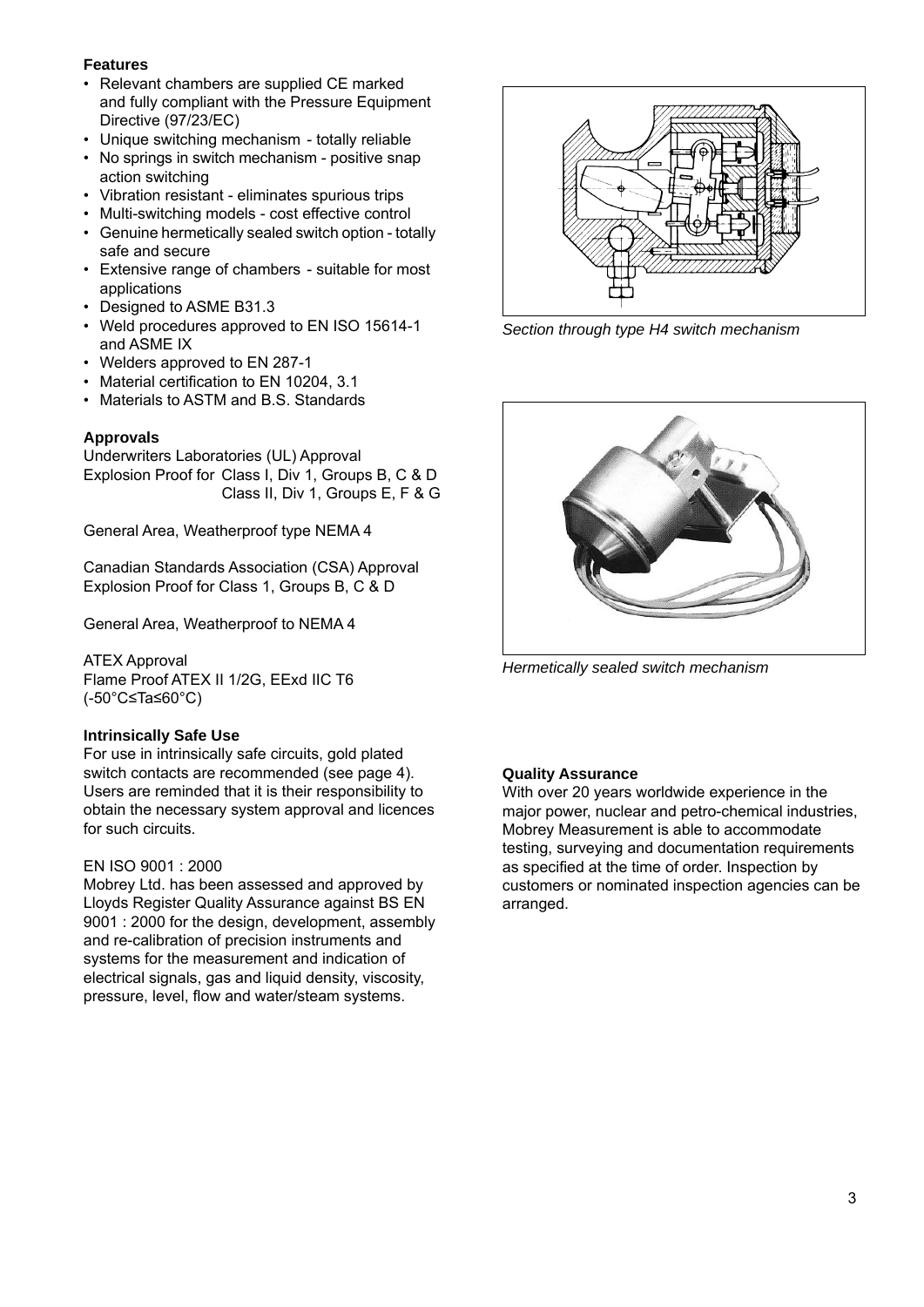### Features

- Relevant chambers are supplied CE marked and fully compliant with the Pressure Equipment Directive (97/23/EC)
- Unique switching mechanism - totally reliable
- No springs in switch mechanism - positive snap action switching
- Vibration resistant - eliminates spurious trips
- Multi-switching models - cost effective control
- Genuine hermetically sealed switch option - totally safe and secure
- Extensive range of chambers - suitable for most applications
- Designed to ASME B31.3
- Weld procedures approved to EN ISO 15614-1 and ASME IX
- Welders approved to EN 287-1
- Material certification to EN 10204, 3.1
- Materials to ASTM and B.S. Standards

### Approvals

Underwriters Laboratories (UL) Approval
Explosion Proof for Class I, Div 1, Groups B, C & D
Class II, Div 1, Groups E, F & G

General Area, Weatherproof type NEMA 4

Canadian Standards Association (CSA) Approval
Explosion Proof for Class 1, Groups B, C & D

General Area, Weatherproof to NEMA 4

ATEX Approval
Flame Proof ATEX II 1/2G, EExd IIC T6
(-50°C≤Ta≤60°C)

### Intrinsically Safe Use

For use in intrinsically safe circuits, gold plated switch contacts are recommended (see page 4). Users are reminded that it is their responsibility to obtain the necessary system approval and licences for such circuits.

EN ISO 9001 : 2000
Mobrey Ltd. has been assessed and approved by Lloyds Register Quality Assurance against BS EN 9001 : 2000 for the design, development, assembly and re-calibration of precision instruments and systems for the measurement and indication of electrical signals, gas and liquid density, viscosity, pressure, level, flow and water/steam systems.

*Section through type H4 switch mechanism*

*Hermetically sealed switch mechanism*

### Quality Assurance

With over 20 years worldwide experience in the major power, nuclear and petro-chemical industries, Mobrey Measurement is able to accommodate testing, surveying and documentation requirements as specified at the time of order. Inspection by customers or nominated inspection agencies can be arranged.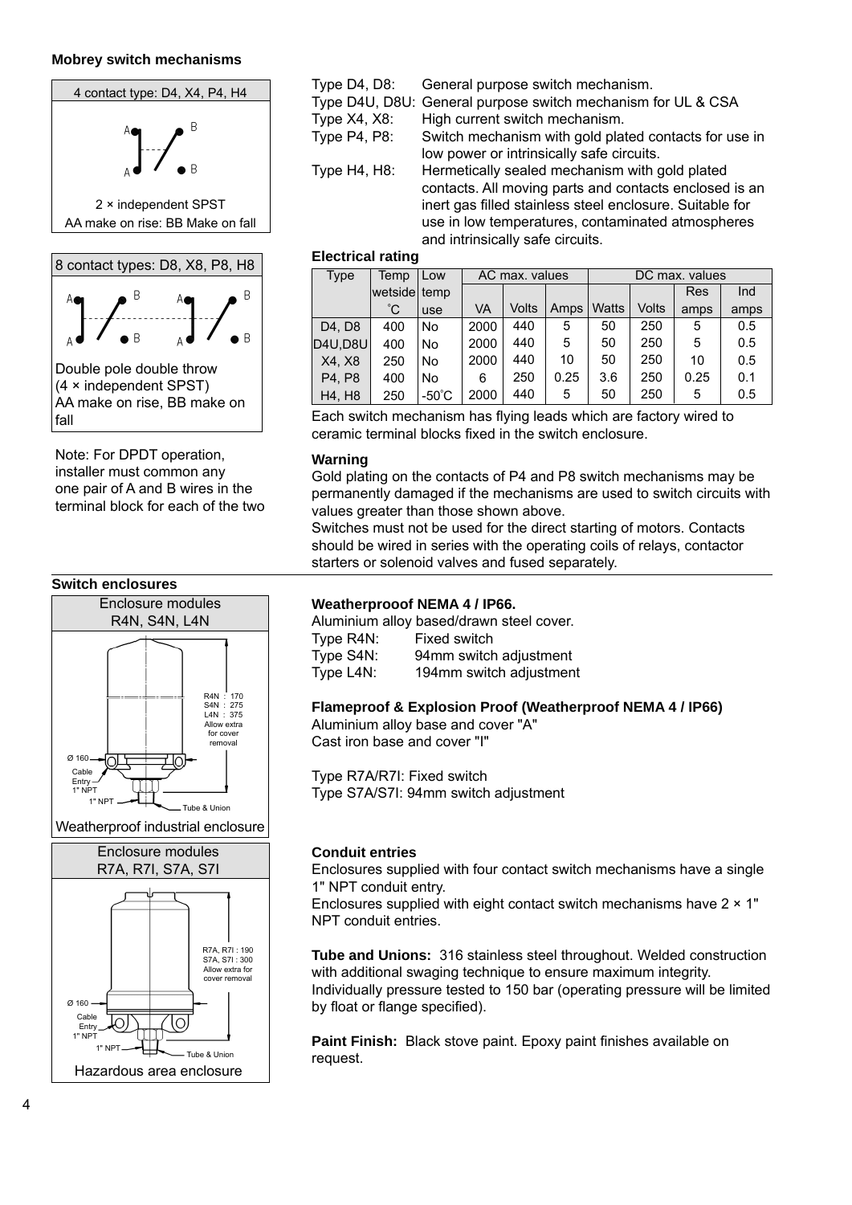## Mobrey switch mechanisms

4 contact type: D4, X4, P4, H4

2 × independent SPST
AA make on rise: BB Make on fall

8 contact types: D8, X8, P8, H8

Double pole double throw
(4 × independent SPST)
AA make on rise, BB make on fall

Note: For DPDT operation, installer must common any one pair of A and B wires in the terminal block for each of the two

Type D4, D8: General purpose switch mechanism.
Type D4U, D8U: General purpose switch mechanism for UL & CSA
Type X4, X8: High current switch mechanism.
Type P4, P8: Switch mechanism with gold plated contacts for use in low power or intrinsically safe circuits.
Type H4, H8: Hermetically sealed mechanism with gold plated contacts. All moving parts and contacts enclosed is an inert gas filled stainless steel enclosure. Suitable for use in low temperatures, contaminated atmospheres and intrinsically safe circuits.

### Electrical rating

| Type | Temp wetside °C | Low temp use | AC max. values | | | DC max. values | | | |
|---|---|---|---|---|---|---|---|---|---|
| | | | VA | Volts | Amps | Watts | Volts | Res amps | Ind amps |
| D4, D8 | 400 | No | 2000 | 440 | 5 | 50 | 250 | 5 | 0.5 |
| D4U,D8U | 400 | No | 2000 | 440 | 5 | 50 | 250 | 5 | 0.5 |
| X4, X8 | 250 | No | 2000 | 440 | 10 | 50 | 250 | 10 | 0.5 |
| P4, P8 | 400 | No | 6 | 250 | 0.25 | 3.6 | 250 | 0.25 | 0.1 |
| H4, H8 | 250 | -50°C | 2000 | 440 | 5 | 50 | 250 | 5 | 0.5 |

Each switch mechanism has flying leads which are factory wired to ceramic terminal blocks fixed in the switch enclosure.

**Warning**

Gold plating on the contacts of P4 and P8 switch mechanisms may be permanently damaged if the mechanisms are used to switch circuits with values greater than those shown above.
Switches must not be used for the direct starting of motors. Contacts should be wired in series with the operating coils of relays, contactor starters or solenoid valves and fused separately.

## Switch enclosures

Enclosure modules R4N, S4N, L4N

R4N : 170
S4N : 275
L4N : 375
Allow extra for cover removal

Ø 160
Cable Entry 1" NPT
1" NPT
Tube & Union

Weatherproof industrial enclosure

Enclosure modules R7A, R7I, S7A, S7I

R7A, R7I : 190
S7A, S7I : 300
Allow extra for cover removal

Ø 160
Cable Entry 1" NPT
1" NPT
Tube & Union

Hazardous area enclosure

**Weatherprooof NEMA 4 / IP66.**

Aluminium alloy based/drawn steel cover.
Type R4N: Fixed switch
Type S4N: 94mm switch adjustment
Type L4N: 194mm switch adjustment

**Flameproof & Explosion Proof (Weatherproof NEMA 4 / IP66)**

Aluminium alloy base and cover "A"
Cast iron base and cover "I"

Type R7A/R7I: Fixed switch
Type S7A/S7I: 94mm switch adjustment

**Conduit entries**

Enclosures supplied with four contact switch mechanisms have a single 1" NPT conduit entry.
Enclosures supplied with eight contact switch mechanisms have 2 × 1" NPT conduit entries.

**Tube and Unions:** 316 stainless steel throughout. Welded construction with additional swaging technique to ensure maximum integrity. Individually pressure tested to 150 bar (operating pressure will be limited by float or flange specified).

**Paint Finish:** Black stove paint. Epoxy paint finishes available on request.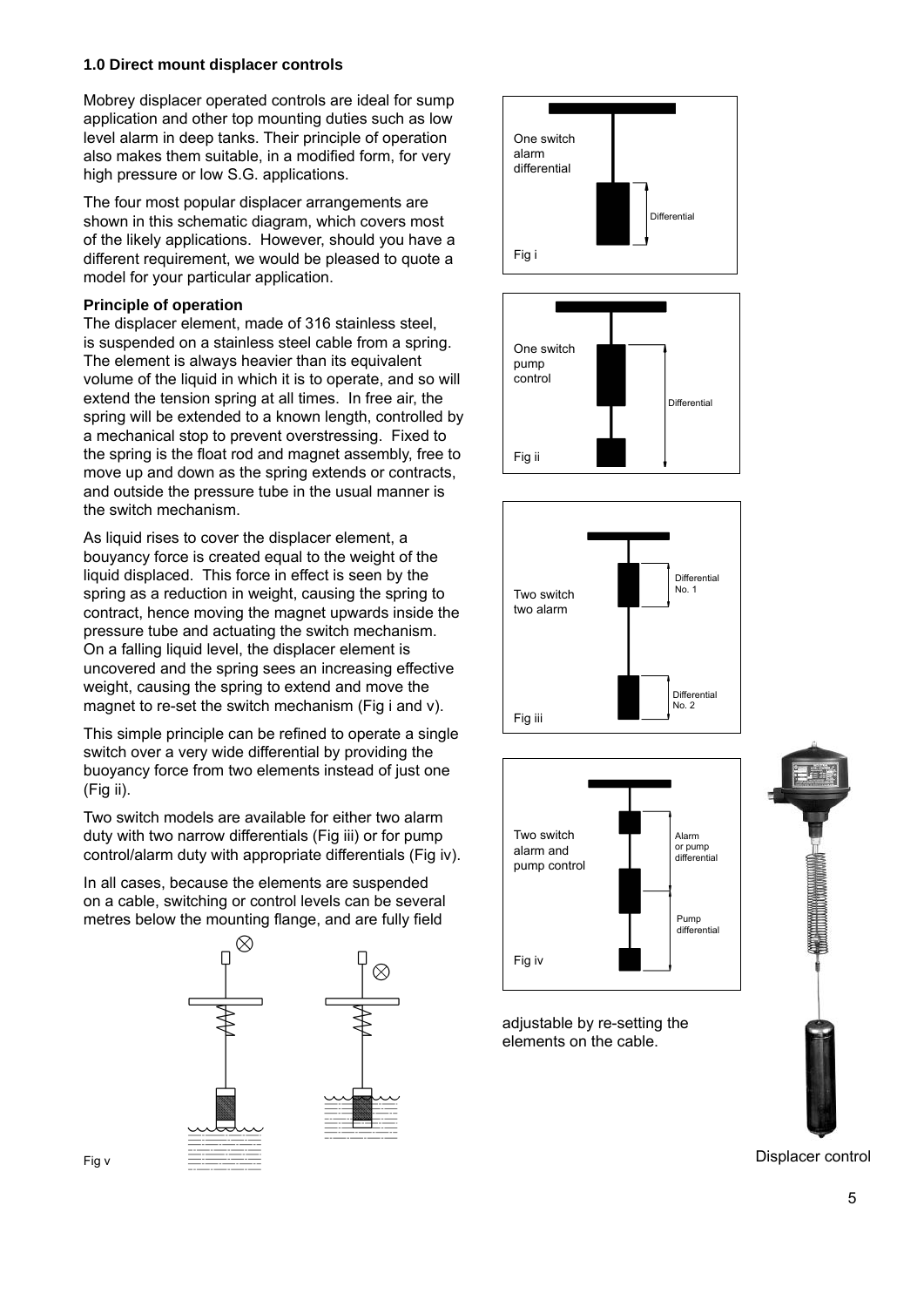### 1.0 Direct mount displacer controls

Mobrey displacer operated controls are ideal for sump application and other top mounting duties such as low level alarm in deep tanks. Their principle of operation also makes them suitable, in a modified form, for very high pressure or low S.G. applications.

The four most popular displacer arrangements are shown in this schematic diagram, which covers most of the likely applications. However, should you have a different requirement, we would be pleased to quote a model for your particular application.

**Principle of operation**

The displacer element, made of 316 stainless steel, is suspended on a stainless steel cable from a spring. The element is always heavier than its equivalent volume of the liquid in which it is to operate, and so will extend the tension spring at all times. In free air, the spring will be extended to a known length, controlled by a mechanical stop to prevent overstressing. Fixed to the spring is the float rod and magnet assembly, free to move up and down as the spring extends or contracts, and outside the pressure tube in the usual manner is the switch mechanism.

As liquid rises to cover the displacer element, a bouyancy force is created equal to the weight of the liquid displaced. This force in effect is seen by the spring as a reduction in weight, causing the spring to contract, hence moving the magnet upwards inside the pressure tube and actuating the switch mechanism. On a falling liquid level, the displacer element is uncovered and the spring sees an increasing effective weight, causing the spring to extend and move the magnet to re-set the switch mechanism (Fig i and v).

This simple principle can be refined to operate a single switch over a very wide differential by providing the buoyancy force from two elements instead of just one (Fig ii).

Two switch models are available for either two alarm duty with two narrow differentials (Fig iii) or for pump control/alarm duty with appropriate differentials (Fig iv).

In all cases, because the elements are suspended on a cable, switching or control levels can be several metres below the mounting flange, and are fully field adjustable by re-setting the elements on the cable.

Fig v

One switch alarm differential — Differential

Fig i

One switch pump control — Differential

Fig ii

Two switch two alarm — Differential No. 1 — Differential No. 2

Fig iii

Two switch alarm and pump control — Alarm or pump differential — Pump differential

Fig iv

Displacer control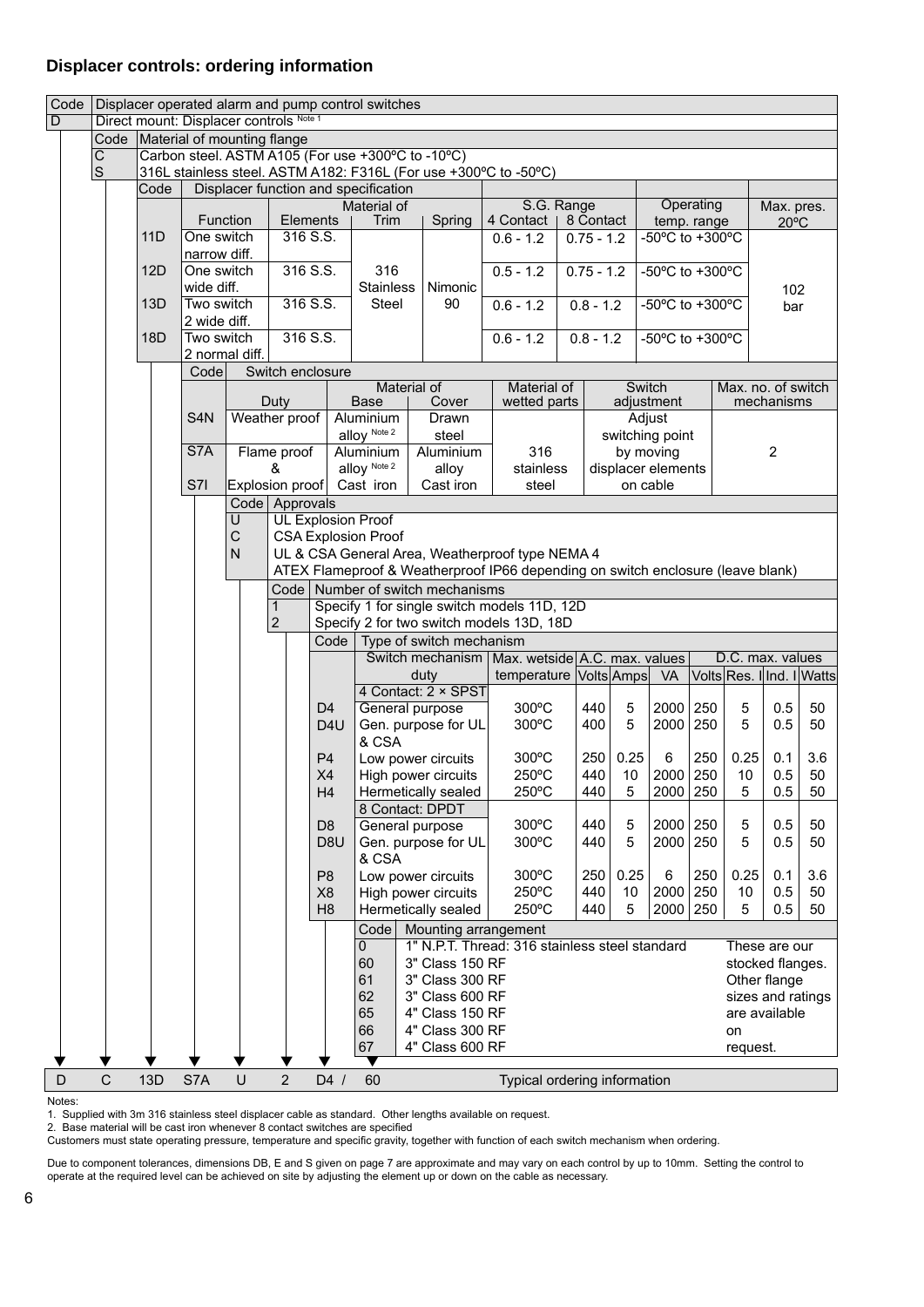## Displacer controls: ordering information

| Code | Displacer operated alarm and pump control switches |
|---|---|
| D | Direct mount: Displacer controls Note 1 |

| Code | Material of mounting flange |
|---|---|
| C | Carbon steel. ASTM A105 (For use +300ºC to -10ºC) |
| S | 316L stainless steel. ASTM A182: F316L (For use +300ºC to -50ºC) |

| Code | Function | Elements | Material of Trim | Material of Spring | S.G. Range 4 Contact | S.G. Range 8 Contact | Operating temp. range | Max. pres. 20ºC |
|---|---|---|---|---|---|---|---|---|
| 11D | One switch narrow diff. | 316 S.S. | 316 Stainless Steel | Nimonic 90 | 0.6 - 1.2 | 0.75 - 1.2 | -50ºC to +300ºC | 102 bar |
| 12D | One switch wide diff. | 316 S.S. | | | 0.5 - 1.2 | 0.75 - 1.2 | -50ºC to +300ºC | |
| 13D | Two switch 2 wide diff. | 316 S.S. | | | 0.6 - 1.2 | 0.8 - 1.2 | -50ºC to +300ºC | |
| 18D | Two switch 2 normal diff. | 316 S.S. | | | 0.6 - 1.2 | 0.8 - 1.2 | -50ºC to +300ºC | |

| Code | Switch enclosure Duty | Material of Base | Material of Cover | Material of wetted parts | Switch adjustment | Max. no. of switch mechanisms |
|---|---|---|---|---|---|---|
| S4N | Weather proof | Aluminium alloy Note 2 | Drawn steel | 316 stainless steel | Adjust switching point by moving displacer elements on cable | 2 |
| S7A | Flame proof & Explosion proof | Aluminium alloy Note 2 | Aluminium alloy | | | |
| S7I | | Cast iron | Cast iron | | | |

| Code | Approvals |
|---|---|
| U | UL Explosion Proof |
| C | CSA Explosion Proof |
| N | UL & CSA General Area, Weatherproof type NEMA 4 |
| | ATEX Flameproof & Weatherproof IP66 depending on switch enclosure (leave blank) |

| Code | Number of switch mechanisms |
|---|---|
| 1 | Specify 1 for single switch models 11D, 12D |
| 2 | Specify 2 for two switch models 13D, 18D |

| Code | Switch mechanism duty | Max. wetside temperature | A.C. max. values Volts | Amps | VA | D.C. max. values Volts | Res. I | Ind. I | Watts |
|---|---|---|---|---|---|---|---|---|---|
| | 4 Contact: 2 × SPST | | | | | | | | |
| D4 | General purpose | 300ºC | 440 | 5 | 2000 | 250 | 5 | 0.5 | 50 |
| D4U | Gen. purpose for UL & CSA | 300ºC | 400 | 5 | 2000 | 250 | 5 | 0.5 | 50 |
| P4 | Low power circuits | 300ºC | 250 | 0.25 | 6 | 250 | 0.25 | 0.1 | 3.6 |
| X4 | High power circuits | 250ºC | 440 | 10 | 2000 | 250 | 10 | 0.5 | 50 |
| H4 | Hermetically sealed | 250ºC | 440 | 5 | 2000 | 250 | 5 | 0.5 | 50 |
| | 8 Contact: DPDT | | | | | | | | |
| D8 | General purpose | 300ºC | 440 | 5 | 2000 | 250 | 5 | 0.5 | 50 |
| D8U | Gen. purpose for UL & CSA | 300ºC | 440 | 5 | 2000 | 250 | 5 | 0.5 | 50 |
| P8 | Low power circuits | 300ºC | 250 | 0.25 | 6 | 250 | 0.25 | 0.1 | 3.6 |
| X8 | High power circuits | 250ºC | 440 | 10 | 2000 | 250 | 10 | 0.5 | 50 |
| H8 | Hermetically sealed | 250ºC | 440 | 5 | 2000 | 250 | 5 | 0.5 | 50 |

| Code | Mounting arrangement | |
|---|---|---|
| 0 | 1" N.P.T. Thread: 316 stainless steel standard | These are our stocked flanges. Other flange sizes and ratings are available on request. |
| 60 | 3" Class 150 RF | |
| 61 | 3" Class 300 RF | |
| 62 | 3" Class 600 RF | |
| 65 | 4" Class 150 RF | |
| 66 | 4" Class 300 RF | |
| 67 | 4" Class 600 RF | |

| D | C | 13D | S7A | U | 2 | D4 / | 60 | Typical ordering information |
|---|---|---|---|---|---|---|---|---|

Notes:

1. Supplied with 3m 316 stainless steel displacer cable as standard. Other lengths available on request.
2. Base material will be cast iron whenever 8 contact switches are specified

Customers must state operating pressure, temperature and specific gravity, together with function of each switch mechanism when ordering.

Due to component tolerances, dimensions DB, E and S given on page 7 are approximate and may vary on each control by up to 10mm. Setting the control to operate at the required level can be achieved on site by adjusting the element up or down on the cable as necessary.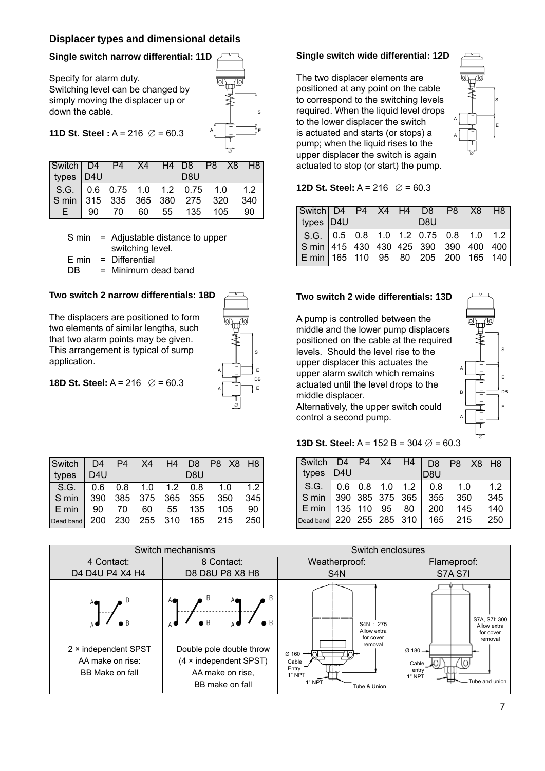## Displacer types and dimensional details

### Single switch narrow differential: 11D

Specify for alarm duty.
Switching level can be changed by simply moving the displacer up or down the cable.

**11D St. Steel :** A = 216 ∅ = 60.3

| Switch types | D4 D4U | P4 | X4 | H4 | D8 D8U | P8 | X8 | H8 |
|---|---|---|---|---|---|---|---|---|
| S.G. | 0.6 | 0.75 | 1.0 | 1.2 | 0.75 | 1.0 | | 1.2 |
| S min | 315 | 335 | 365 | 380 | 275 | 320 | | 340 |
| E | 90 | 70 | 60 | 55 | 135 | 105 | | 90 |

S min = Adjustable distance to upper switching level.
E min = Differential
DB = Minimum dead band

### Single switch wide differential: 12D

The two displacer elements are positioned at any point on the cable to correspond to the switching levels required. When the liquid level drops to the lower displacer the switch is actuated and starts (or stops) a pump; when the liquid rises to the upper displacer the switch is again actuated to stop (or start) the pump.

**12D St. Steel:** A = 216 ∅ = 60.3

| Switch types | D4 D4U | P4 | X4 | H4 | D8 D8U | P8 | X8 | H8 |
|---|---|---|---|---|---|---|---|---|
| S.G. | 0.5 | 0.8 | 1.0 | 1.2 | 0.75 | 0.8 | 1.0 | 1.2 |
| S min | 415 | 430 | 430 | 425 | 390 | 390 | 400 | 400 |
| E min | 165 | 110 | 95 | 80 | 205 | 200 | 165 | 140 |

### Two switch 2 narrow differentials: 18D

The displacers are positioned to form two elements of similar lengths, such that two alarm points may be given. This arrangement is typical of sump application.

**18D St. Steel:** A = 216 ∅ = 60.3

| Switch types | D4 D4U | P4 | X4 | H4 | D8 D8U | P8 | X8 | H8 |
|---|---|---|---|---|---|---|---|---|
| S.G. | 0.6 | 0.8 | 1.0 | 1.2 | 0.8 | 1.0 | | 1.2 |
| S min | 390 | 385 | 375 | 365 | 355 | 350 | | 345 |
| E min | 90 | 70 | 60 | 55 | 135 | 105 | | 90 |
| Dead band | 200 | 230 | 255 | 310 | 165 | 215 | | 250 |

### Two switch 2 wide differentials: 13D

A pump is controlled between the middle and the lower pump displacers positioned on the cable at the required levels. Should the level rise to the upper displacer this actuates the upper alarm switch which remains actuated until the level drops to the middle displacer.
Alternatively, the upper switch could control a second pump.

**13D St. Steel:** A = 152 B = 304 ∅ = 60.3

| Switch types | D4 D4U | P4 | X4 | H4 | D8 D8U | P8 | X8 | H8 |
|---|---|---|---|---|---|---|---|---|
| S.G. | 0.6 | 0.8 | 1.0 | 1.2 | 0.8 | 1.0 | | 1.2 |
| S min | 390 | 385 | 375 | 365 | 355 | 350 | | 345 |
| E min | 135 | 110 | 95 | 80 | 200 | 145 | | 140 |
| Dead band | 220 | 255 | 285 | 310 | 165 | 215 | | 250 |

| Switch mechanisms | | Switch enclosures | |
|---|---|---|---|
| 4 Contact: D4 D4U P4 X4 H4 | 8 Contact: D8 D8U P8 X8 H8 | Weatherproof: S4N | Flameproof: S7A S7I |
| 2 × independent SPST AA make on rise: BB Make on fall | Double pole double throw (4 × independent SPST) AA make on rise, BB make on fall | Ø 160; Cable Entry 1" NPT; 1" NPT; S4N : 275 Allow extra for cover removal; Tube & Union | Ø 180; Cable entry 1" NPT; S7A, S7I: 300 Allow extra for cover removal; Tube and union |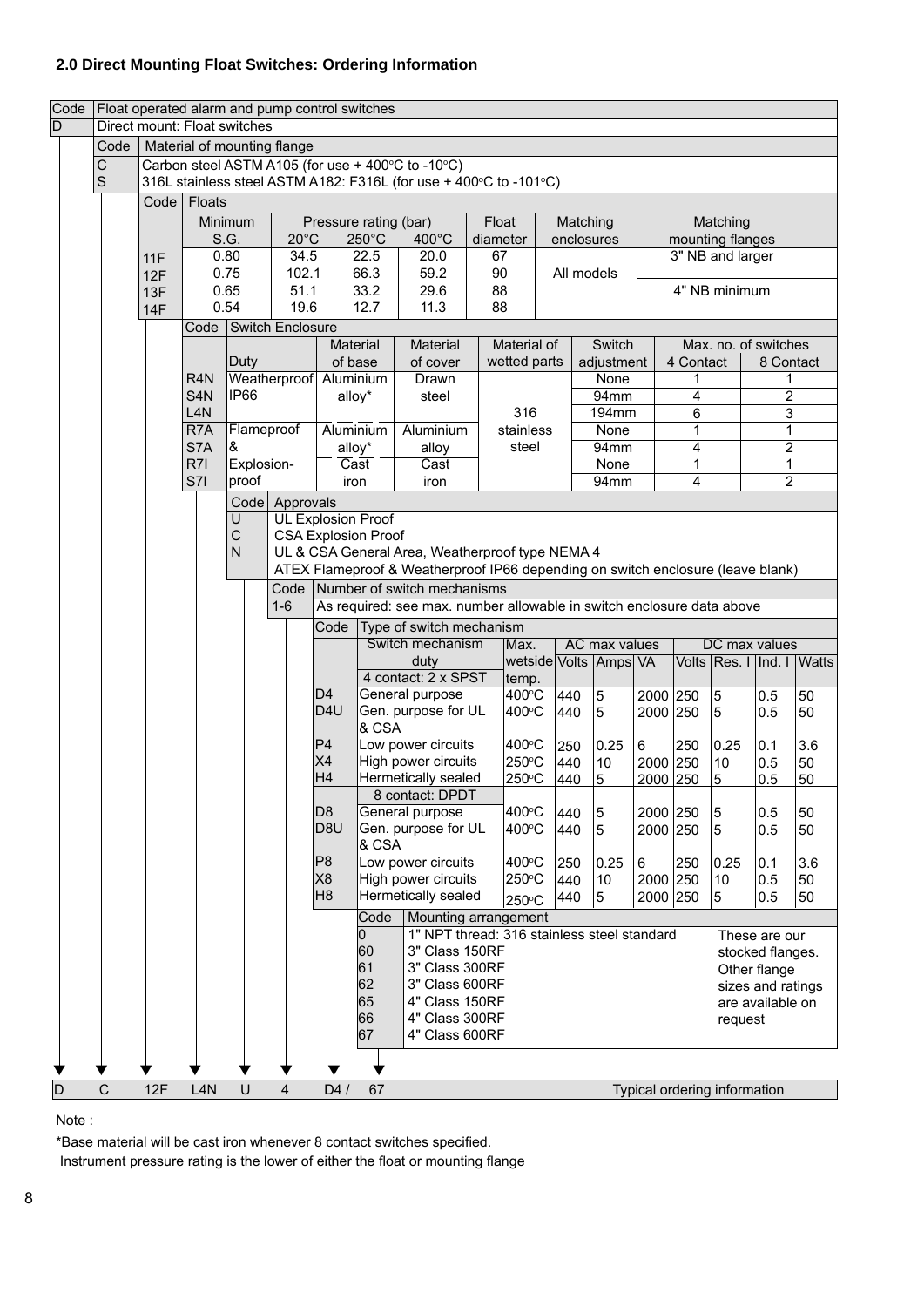## 2.0 Direct Mounting Float Switches: Ordering Information

| Code | Float operated alarm and pump control switches |
|---|---|
| D | Direct mount: Float switches |

| Code | Material of mounting flange |
|---|---|
| C | Carbon steel ASTM A105 (for use + 400°C to -10°C) |
| S | 316L stainless steel ASTM A182: F316L (for use + 400°C to -101°C) |

**Floats**

| Code | Minimum S.G. | Pressure rating (bar) 20°C | 250°C | 400°C | Float diameter | Matching enclosures | Matching mounting flanges |
|---|---|---|---|---|---|---|---|
| 11F | 0.80 | 34.5 | 22.5 | 20.0 | 67 | All models | 3" NB and larger |
| 12F | 0.75 | 102.1 | 66.3 | 59.2 | 90 | | |
| 13F | 0.65 | 51.1 | 33.2 | 29.6 | 88 | | 4" NB minimum |
| 14F | 0.54 | 19.6 | 12.7 | 11.3 | 88 | | |

**Switch Enclosure**

| Code | Duty | Material of base | Material of cover | Material of wetted parts | Switch adjustment | Max. no. of switches: 4 Contact | 8 Contact |
|---|---|---|---|---|---|---|---|
| R4N | Weatherproof IP66 | Aluminium alloy* | Drawn steel | 316 stainless steel | None | 1 | 1 |
| S4N | | | | | 94mm | 4 | 2 |
| L4N | | | | | 194mm | 6 | 3 |
| R7A | Flameproof & Explosion-proof | Aluminium alloy* | Aluminium alloy | | None | 1 | 1 |
| S7A | | | | | 94mm | 4 | 2 |
| R7I | | Cast iron | Cast iron | | None | 1 | 1 |
| S7I | | | | | 94mm | 4 | 2 |

**Approvals**

| Code | Approvals |
|---|---|
| U | UL Explosion Proof |
| C | CSA Explosion Proof |
| N | UL & CSA General Area, Weatherproof type NEMA 4 |
| | ATEX Flameproof & Weatherproof IP66 depending on switch enclosure (leave blank) |

**Number of switch mechanisms**

| Code | Number of switch mechanisms |
|---|---|
| 1-6 | As required: see max. number allowable in switch enclosure data above |

**Type of switch mechanism**

| Code | Switch mechanism duty | Max. wetside temp. | AC max values: Volts | Amps | VA | DC max values: Volts | Res. I | Ind. I | Watts |
|---|---|---|---|---|---|---|---|---|---|
| | **4 contact: 2 x SPST** | | | | | | | | |
| D4 | General purpose | 400°C | 440 | 5 | 2000 | 250 | 5 | 0.5 | 50 |
| D4U | Gen. purpose for UL & CSA | 400°C | 440 | 5 | 2000 | 250 | 5 | 0.5 | 50 |
| P4 | Low power circuits | 400°C | 250 | 0.25 | 6 | 250 | 0.25 | 0.1 | 3.6 |
| X4 | High power circuits | 250°C | 440 | 10 | 2000 | 250 | 10 | 0.5 | 50 |
| H4 | Hermetically sealed | 250°C | 440 | 5 | 2000 | 250 | 5 | 0.5 | 50 |
| | **8 contact: DPDT** | | | | | | | | |
| D8 | General purpose | 400°C | 440 | 5 | 2000 | 250 | 5 | 0.5 | 50 |
| D8U | Gen. purpose for UL & CSA | 400°C | 440 | 5 | 2000 | 250 | 5 | 0.5 | 50 |
| P8 | Low power circuits | 400°C | 250 | 0.25 | 6 | 250 | 0.25 | 0.1 | 3.6 |
| X8 | High power circuits | 250°C | 440 | 10 | 2000 | 250 | 10 | 0.5 | 50 |
| H8 | Hermetically sealed | 250°C | 440 | 5 | 2000 | 250 | 5 | 0.5 | 50 |

**Mounting arrangement**

| Code | Mounting arrangement |
|---|---|
| 0 | 1" NPT thread: 316 stainless steel standard |
| 60 | 3" Class 150RF |
| 61 | 3" Class 300RF |
| 62 | 3" Class 600RF |
| 65 | 4" Class 150RF |
| 66 | 4" Class 300RF |
| 67 | 4" Class 600RF |

These are our stocked flanges. Other flange sizes and ratings are available on request

**Typical ordering information:** D C 12F L4N U 4 D4 / 67

Note :

*Base material will be cast iron whenever 8 contact switches specified.

Instrument pressure rating is the lower of either the float or mounting flange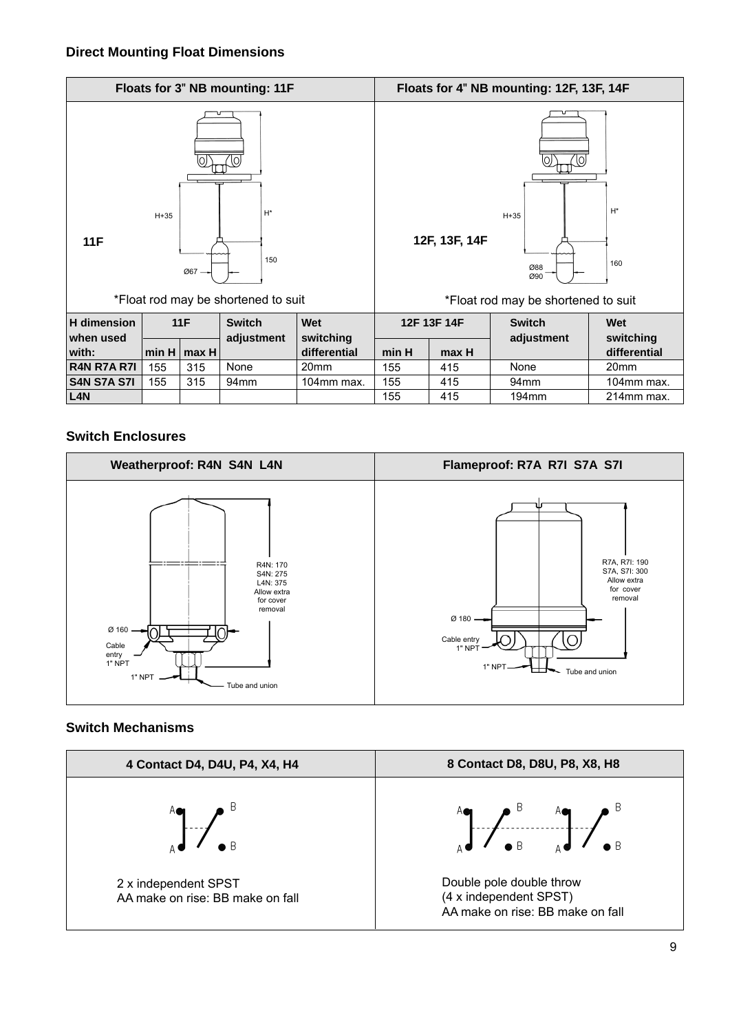### Direct Mounting Float Dimensions

| Floats for 3" NB mounting: 11F | Floats for 4" NB mounting: 12F, 13F, 14F |
|---|---|
| 11F | 12F, 13F, 14F |
| *Float rod may be shortened to suit | *Float rod may be shortened to suit |

| H dimension when used with: | 11F | | Switch adjustment | Wet switching differential | 12F 13F 14F | | Switch adjustment | Wet switching differential |
|---|---|---|---|---|---|---|---|---|
| | min H | max H | | | min H | max H | | |
| **R4N R7A R7I** | 155 | 315 | None | 20mm | 155 | 415 | None | 20mm |
| **S4N S7A S7I** | 155 | 315 | 94mm | 104mm max. | 155 | 415 | 94mm | 104mm max. |
| **L4N** | | | | | 155 | 415 | 194mm | 214mm max. |

### Switch Enclosures

| Weatherproof: R4N S4N L4N | Flameproof: R7A R7I S7A S7I |
|---|---|
| R4N: 170, S4N: 275, L4N: 375. Allow extra for cover removal | R7A, R7I: 190, S7A, S7I: 300. Allow extra for cover removal |

### Switch Mechanisms

| 4 Contact D4, D4U, P4, X4, H4 | 8 Contact D8, D8U, P8, X8, H8 |
|---|---|
| 2 x independent SPST<br>AA make on rise: BB make on fall | Double pole double throw<br>(4 x independent SPST)<br>AA make on rise: BB make on fall |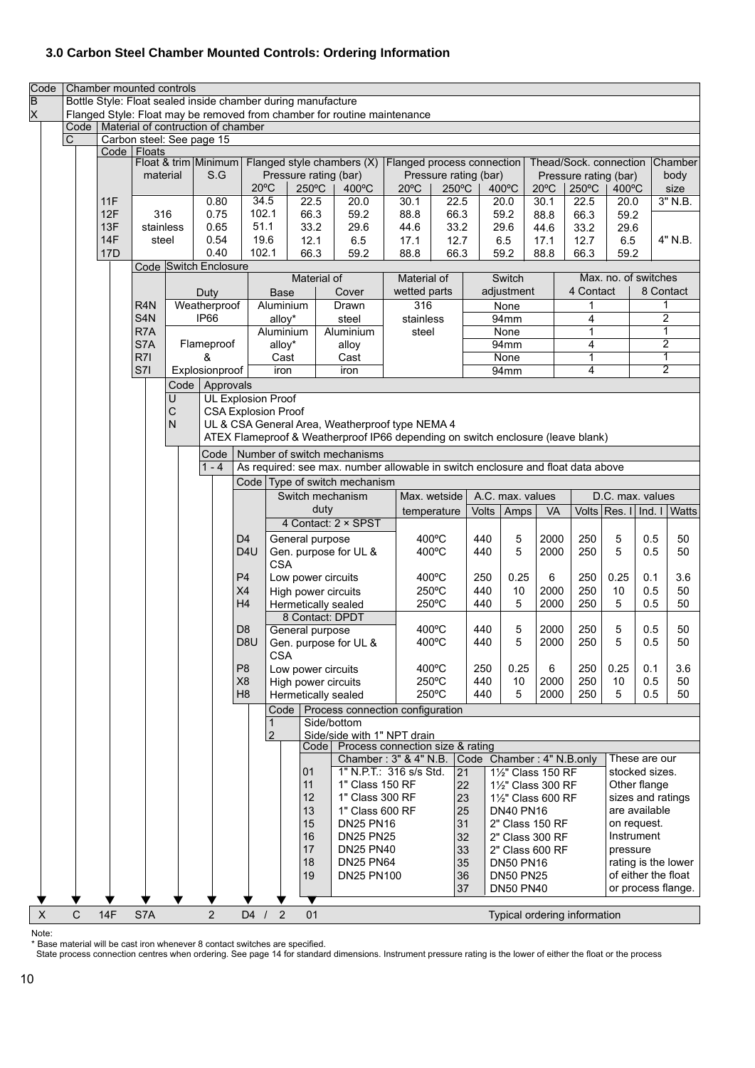### 3.0 Carbon Steel Chamber Mounted Controls: Ordering Information

| Code | Chamber mounted controls |
|---|---|
| B | Bottle Style: Float sealed inside chamber during manufacture |
| X | Flanged Style: Float may be removed from chamber for routine maintenance |

| Code | Material of contruction of chamber |
|---|---|
| C | Carbon steel: See page 15 |

**Floats**

| Code | Float & trim material | Minimum S.G | Flanged style chambers (X) Pressure rating (bar) 20ºC | 250ºC | 400ºC | Flanged process connection Pressure rating (bar) 20ºC | 250ºC | 400ºC | Thead/Sock. connection Pressure rating (bar) 20ºC | 250ºC | 400ºC | Chamber body size |
|---|---|---|---|---|---|---|---|---|---|---|---|---|
| 11F | 316 stainless steel | 0.80 | 34.5 | 22.5 | 20.0 | 30.1 | 22.5 | 20.0 | 30.1 | 22.5 | 20.0 | 3" N.B. |
| 12F | | 0.75 | 102.1 | 66.3 | 59.2 | 88.8 | 66.3 | 59.2 | 88.8 | 66.3 | 59.2 | 4" N.B. |
| 13F | | 0.65 | 51.1 | 33.2 | 29.6 | 44.6 | 33.2 | 29.6 | 44.6 | 33.2 | 29.6 | |
| 14F | | 0.54 | 19.6 | 12.1 | 6.5 | 17.1 | 12.7 | 6.5 | 17.1 | 12.7 | 6.5 | |
| 17D | | 0.40 | 102.1 | 66.3 | 59.2 | 88.8 | 66.3 | 59.2 | 88.8 | 66.3 | 59.2 | |

**Switch Enclosure**

| Code | Duty | Material of Base | Material of Cover | Material of wetted parts | Switch adjustment | Max. no. of switches 4 Contact | Max. no. of switches 8 Contact |
|---|---|---|---|---|---|---|---|
| R4N | Weatherproof IP66 | Aluminium alloy* | Drawn steel | 316 stainless steel | None | 1 | 1 |
| S4N | | | | | 94mm | 4 | 2 |
| R7A | Flameproof & Explosionproof | Aluminium alloy* | Aluminium alloy | | None | 1 | 1 |
| S7A | | | | | 94mm | 4 | 2 |
| R7I | | Cast iron | Cast iron | | None | 1 | 1 |
| S7I | | | | | 94mm | 4 | 2 |

**Approvals**

| Code | Approvals |
|---|---|
| U | UL Explosion Proof |
| C | CSA Explosion Proof |
| N | UL & CSA General Area, Weatherproof type NEMA 4 |
| | ATEX Flameproof & Weatherproof IP66 depending on switch enclosure (leave blank) |

| Code | Number of switch mechanisms |
|---|---|
| 1 - 4 | As required: see max. number allowable in switch enclosure and float data above |

**Type of switch mechanism**

| Code | Switch mechanism duty | Max. wetside temperature | A.C. max. values Volts | Amps | VA | D.C. max. values Volts | Res. I | Ind. I | Watts |
|---|---|---|---|---|---|---|---|---|---|
| | **4 Contact: 2 × SPST** | | | | | | | | |
| D4 | General purpose | 400ºC | 440 | 5 | 2000 | 250 | 5 | 0.5 | 50 |
| D4U | Gen. purpose for UL & CSA | 400ºC | 440 | 5 | 2000 | 250 | 5 | 0.5 | 50 |
| P4 | Low power circuits | 400ºC | 250 | 0.25 | 6 | 250 | 0.25 | 0.1 | 3.6 |
| X4 | High power circuits | 250ºC | 440 | 10 | 2000 | 250 | 10 | 0.5 | 50 |
| H4 | Hermetically sealed | 250ºC | 440 | 5 | 2000 | 250 | 5 | 0.5 | 50 |
| | **8 Contact: DPDT** | | | | | | | | |
| D8 | General purpose | 400ºC | 440 | 5 | 2000 | 250 | 5 | 0.5 | 50 |
| D8U | Gen. purpose for UL & CSA | 400ºC | 440 | 5 | 2000 | 250 | 5 | 0.5 | 50 |
| P8 | Low power circuits | 400ºC | 250 | 0.25 | 6 | 250 | 0.25 | 0.1 | 3.6 |
| X8 | High power circuits | 250ºC | 440 | 10 | 2000 | 250 | 10 | 0.5 | 50 |
| H8 | Hermetically sealed | 250ºC | 440 | 5 | 2000 | 250 | 5 | 0.5 | 50 |

| Code | Process connection configuration |
|---|---|
| 1 | Side/bottom |
| 2 | Side/side with 1" NPT drain |

**Process connection size & rating**

| Code | Chamber : 3" & 4" N.B. | Code | Chamber : 4" N.B.only |
|---|---|---|---|
| 01 | 1" N.P.T.: 316 s/s Std. | 21 | 1½" Class 150 RF |
| 11 | 1" Class 150 RF | 22 | 1½" Class 300 RF |
| 12 | 1" Class 300 RF | 23 | 1½" Class 600 RF |
| 13 | 1" Class 600 RF | 25 | DN40 PN16 |
| 15 | DN25 PN16 | 31 | 2" Class 150 RF |
| 16 | DN25 PN25 | 32 | 2" Class 300 RF |
| 17 | DN25 PN40 | 33 | 2" Class 600 RF |
| 18 | DN25 PN64 | 35 | DN50 PN16 |
| 19 | DN25 PN100 | 36 | DN50 PN25 |
| | | 37 | DN50 PN40 |

These are our stocked sizes. Other flange sizes and ratings are available on request. Instrument pressure rating is the lower of either the float or process flange.

**Typical ordering information:** X C 14F S7A 2 D4 / 2 01

Note:
\* Base material will be cast iron whenever 8 contact switches are specified.
State process connection centres when ordering. See page 14 for standard dimensions. Instrument pressure rating is the lower of either the float or the process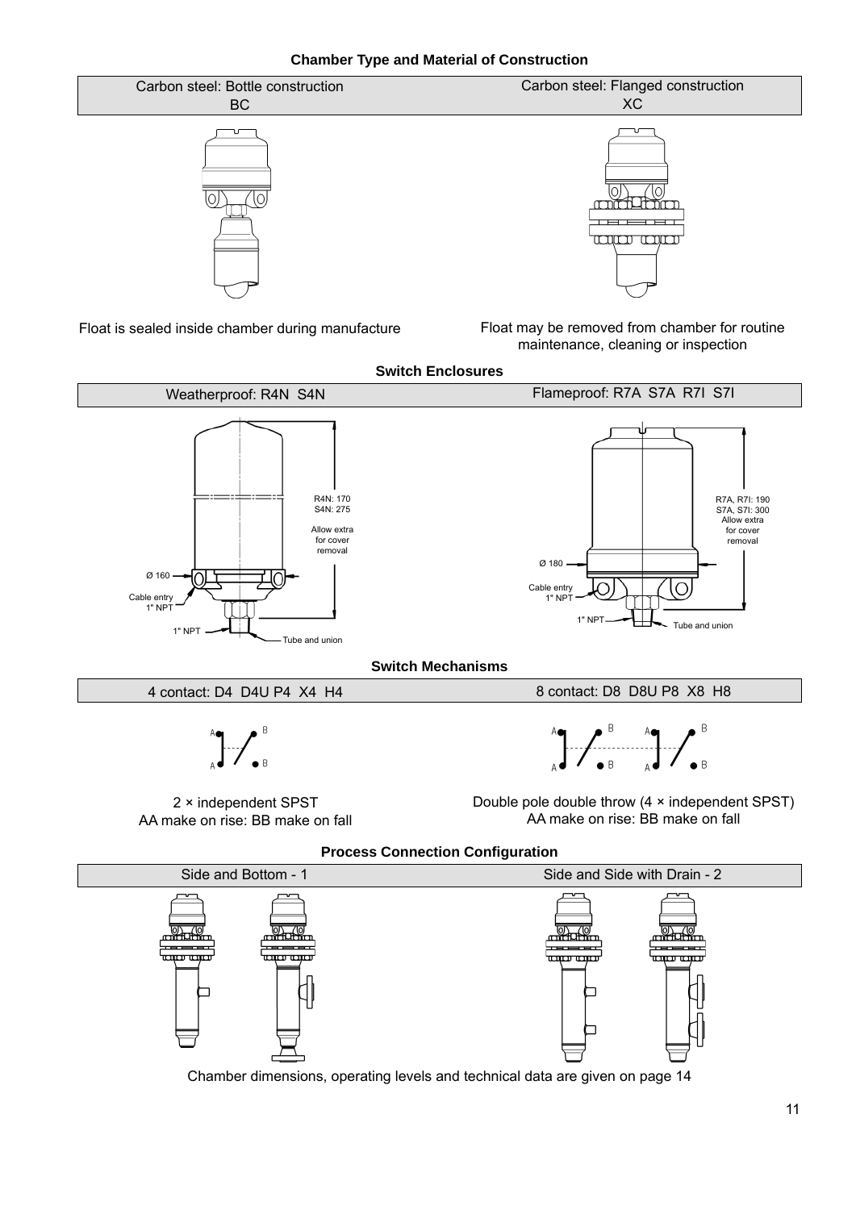## Chamber Type and Material of Construction

| Carbon steel: Bottle construction BC | Carbon steel: Flanged construction XC |
|---|---|
| Float is sealed inside chamber during manufacture | Float may be removed from chamber for routine maintenance, cleaning or inspection |

## Switch Enclosures

| Weatherproof: R4N S4N | Flameproof: R7A S7A R7I S7I |
|---|---|

R4N: 170
S4N: 275
Allow extra for cover removal

Ø 160
Cable entry 1" NPT
1" NPT
Tube and union

R7A, R7I: 190
S7A, S7I: 300
Allow extra for cover removal

Ø 180
Cable entry 1" NPT
1" NPT
Tube and union

## Switch Mechanisms

| 4 contact: D4 D4U P4 X4 H4 | 8 contact: D8 D8U P8 X8 H8 |
|---|---|
| 2 × independent SPST<br>AA make on rise: BB make on fall | Double pole double throw (4 × independent SPST)<br>AA make on rise: BB make on fall |

## Process Connection Configuration

| Side and Bottom - 1 | Side and Side with Drain - 2 |
|---|---|

Chamber dimensions, operating levels and technical data are given on page 14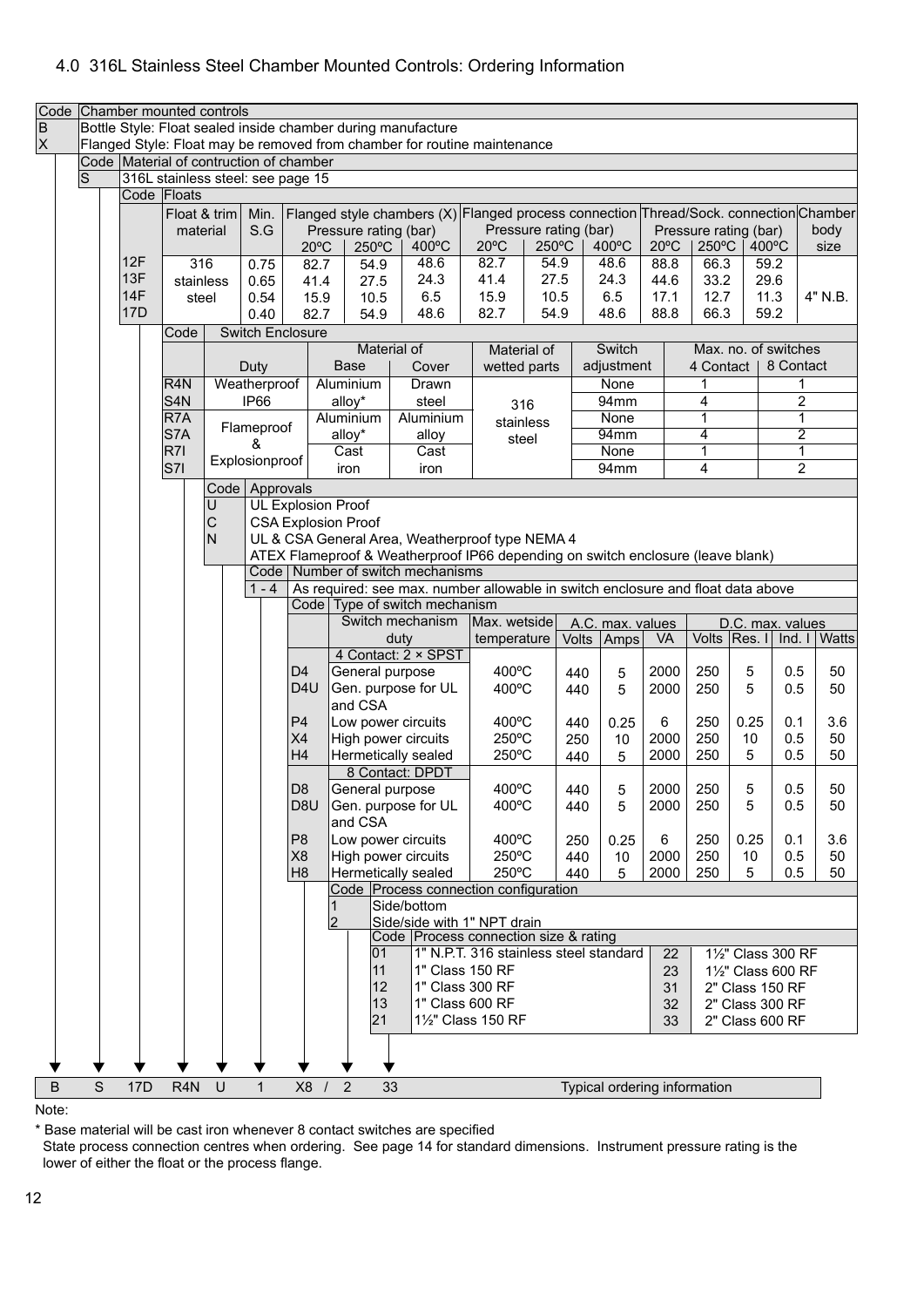## 4.0 316L Stainless Steel Chamber Mounted Controls: Ordering Information

| Code | Chamber mounted controls |
|---|---|
| B | Bottle Style: Float sealed inside chamber during manufacture |
| X | Flanged Style: Float may be removed from chamber for routine maintenance |

| Code | Material of contruction of chamber |
|---|---|
| S | 316L stainless steel: see page 15 |

**Code Floats**

| Code | Float & trim material | Min. S.G | Flanged style chambers (X) Pressure rating (bar) 20ºC | 250ºC | 400ºC | Flanged process connection Pressure rating (bar) 20ºC | 250ºC | 400ºC | Thread/Sock. connection Pressure rating (bar) 20ºC | 250ºC | 400ºC | Chamber body size |
|---|---|---|---|---|---|---|---|---|---|---|---|---|
| 12F | 316 stainless steel | 0.75 | 82.7 | 54.9 | 48.6 | 82.7 | 54.9 | 48.6 | 88.8 | 66.3 | 59.2 | 4" N.B. |
| 13F | | 0.65 | 41.4 | 27.5 | 24.3 | 41.4 | 27.5 | 24.3 | 44.6 | 33.2 | 29.6 | |
| 14F | | 0.54 | 15.9 | 10.5 | 6.5 | 15.9 | 10.5 | 6.5 | 17.1 | 12.7 | 11.3 | |
| 17D | | 0.40 | 82.7 | 54.9 | 48.6 | 82.7 | 54.9 | 48.6 | 88.8 | 66.3 | 59.2 | |

**Code Switch Enclosure**

| Code | Duty | Material of Base | Material of Cover | Material of wetted parts | Switch adjustment | Max. no. of switches 4 Contact | Max. no. of switches 8 Contact |
|---|---|---|---|---|---|---|---|
| R4N | Weatherproof IP66 | Aluminium alloy* | Drawn steel | 316 stainless steel | None | 1 | 1 |
| S4N | | | | | 94mm | 4 | 2 |
| R7A | Flameproof & Explosionproof | Aluminium alloy* | Aluminium alloy | | None | 1 | 1 |
| S7A | | | | | 94mm | 4 | 2 |
| R7I | | Cast iron | Cast iron | | None | 1 | 1 |
| S7I | | | | | 94mm | 4 | 2 |

| Code | Approvals |
|---|---|
| U | UL Explosion Proof |
| C | CSA Explosion Proof |
| N | UL & CSA General Area, Weatherproof type NEMA 4 |
| | ATEX Flameproof & Weatherproof IP66 depending on switch enclosure (leave blank) |

| Code | Number of switch mechanisms |
|---|---|
| 1 - 4 | As required: see max. number allowable in switch enclosure and float data above |

**Code Type of switch mechanism**

| Code | Switch mechanism duty | Max. wetside temperature | A.C. max. values Volts | Amps | VA | D.C. max. values Volts | Res. I | Ind. I | Watts |
|---|---|---|---|---|---|---|---|---|---|
| | **4 Contact: 2 × SPST** | | | | | | | | |
| D4 | General purpose | 400ºC | 440 | 5 | 2000 | 250 | 5 | 0.5 | 50 |
| D4U | Gen. purpose for UL and CSA | 400ºC | 440 | 5 | 2000 | 250 | 5 | 0.5 | 50 |
| P4 | Low power circuits | 400ºC | 440 | 0.25 | 6 | 250 | 0.25 | 0.1 | 3.6 |
| X4 | High power circuits | 250ºC | 250 | 10 | 2000 | 250 | 10 | 0.5 | 50 |
| H4 | Hermetically sealed | 250ºC | 440 | 5 | 2000 | 250 | 5 | 0.5 | 50 |
| | **8 Contact: DPDT** | | | | | | | | |
| D8 | General purpose | 400ºC | 440 | 5 | 2000 | 250 | 5 | 0.5 | 50 |
| D8U | Gen. purpose for UL and CSA | 400ºC | 440 | 5 | 2000 | 250 | 5 | 0.5 | 50 |
| P8 | Low power circuits | 400ºC | 250 | 0.25 | 6 | 250 | 0.25 | 0.1 | 3.6 |
| X8 | High power circuits | 250ºC | 440 | 10 | 2000 | 250 | 10 | 0.5 | 50 |
| H8 | Hermetically sealed | 250ºC | 440 | 5 | 2000 | 250 | 5 | 0.5 | 50 |

| Code | Process connection configuration |
|---|---|
| 1 | Side/bottom |
| 2 | Side/side with 1" NPT drain |

| Code | Process connection size & rating | Code | Process connection size & rating |
|---|---|---|---|
| 01 | 1" N.P.T. 316 stainless steel standard | 22 | 1½" Class 300 RF |
| 11 | 1" Class 150 RF | 23 | 1½" Class 600 RF |
| 12 | 1" Class 300 RF | 31 | 2" Class 150 RF |
| 13 | 1" Class 600 RF | 32 | 2" Class 300 RF |
| 21 | 1½" Class 150 RF | 33 | 2" Class 600 RF |

| B | S | 17D | R4N | U | 1 | X8 / | 2 | 33 | Typical ordering information |
|---|---|---|---|---|---|---|---|---|---|

Note:

\* Base material will be cast iron whenever 8 contact switches are specified

State process connection centres when ordering. See page 14 for standard dimensions. Instrument pressure rating is the lower of either the float or the process flange.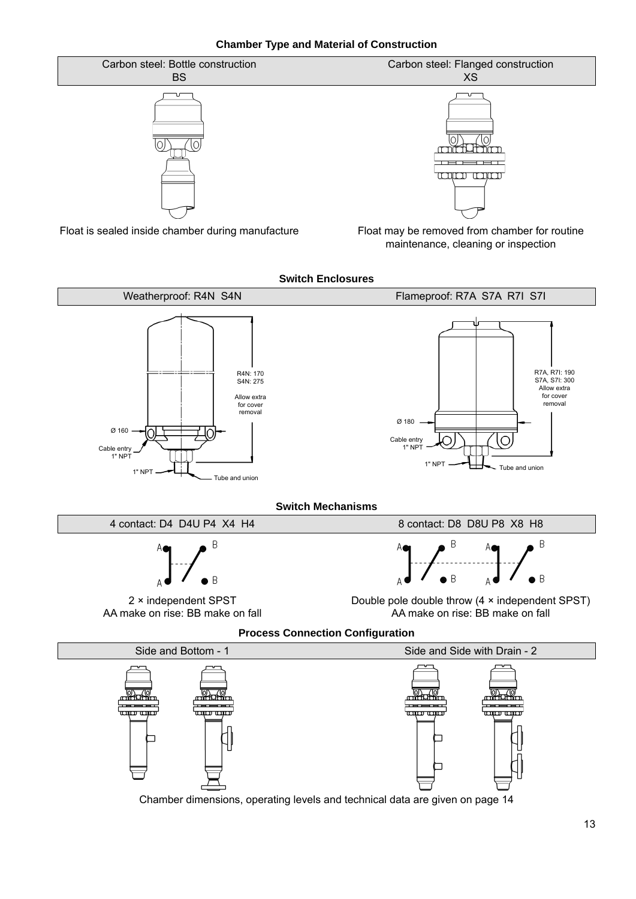## Chamber Type and Material of Construction

| Carbon steel: Bottle construction BS | Carbon steel: Flanged construction XS |
|---|---|
| Float is sealed inside chamber during manufacture | Float may be removed from chamber for routine maintenance, cleaning or inspection |

## Switch Enclosures

| Weatherproof: R4N S4N | Flameproof: R7A S7A R7I S7I |
|---|---|

Weatherproof:

- R4N: 170
- S4N: 275
- Allow extra for cover removal
- Ø 160
- Cable entry 1" NPT
- 1" NPT
- Tube and union

Flameproof:

- R7A, R7I: 190
- S7A, S7I: 300
- Allow extra for cover removal
- Ø 180
- Cable entry 1" NPT
- 1" NPT
- Tube and union

## Switch Mechanisms

| 4 contact: D4 D4U P4 X4 H4 | 8 contact: D8 D8U P8 X8 H8 |
|---|---|
| 2 × independent SPST<br>AA make on rise: BB make on fall | Double pole double throw (4 × independent SPST)<br>AA make on rise: BB make on fall |

## Process Connection Configuration

| Side and Bottom - 1 | Side and Side with Drain - 2 |
|---|---|

Chamber dimensions, operating levels and technical data are given on page 14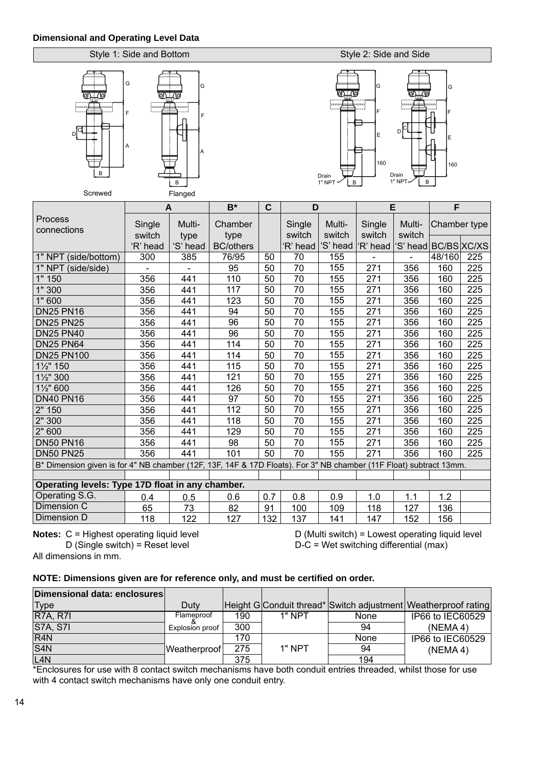**Dimensional and Operating Level Data**

| Style 1: Side and Bottom | Style 2: Side and Side |
|---|---|

Screwed Flanged

| Process connections | A | | B* | C | D | | E | | F | |
|---|---|---|---|---|---|---|---|---|---|---|
| | Single switch 'R' head | Multi-type 'S' head | Chamber type BC/others | | Single switch 'R' head | Multi-switch 'S' head | Single switch 'R' head | Multi-switch 'S' head | Chamber type BC/BS | XC/XS |
| 1" NPT (side/bottom) | 300 | 385 | 76/95 | 50 | 70 | 155 | - | - | 48/160 | 225 |
| 1" NPT (side/side) | - | - | 95 | 50 | 70 | 155 | 271 | 356 | 160 | 225 |
| 1" 150 | 356 | 441 | 110 | 50 | 70 | 155 | 271 | 356 | 160 | 225 |
| 1" 300 | 356 | 441 | 117 | 50 | 70 | 155 | 271 | 356 | 160 | 225 |
| 1" 600 | 356 | 441 | 123 | 50 | 70 | 155 | 271 | 356 | 160 | 225 |
| DN25 PN16 | 356 | 441 | 94 | 50 | 70 | 155 | 271 | 356 | 160 | 225 |
| DN25 PN25 | 356 | 441 | 96 | 50 | 70 | 155 | 271 | 356 | 160 | 225 |
| DN25 PN40 | 356 | 441 | 96 | 50 | 70 | 155 | 271 | 356 | 160 | 225 |
| DN25 PN64 | 356 | 441 | 114 | 50 | 70 | 155 | 271 | 356 | 160 | 225 |
| DN25 PN100 | 356 | 441 | 114 | 50 | 70 | 155 | 271 | 356 | 160 | 225 |
| 1½" 150 | 356 | 441 | 115 | 50 | 70 | 155 | 271 | 356 | 160 | 225 |
| 1½" 300 | 356 | 441 | 121 | 50 | 70 | 155 | 271 | 356 | 160 | 225 |
| 1½" 600 | 356 | 441 | 126 | 50 | 70 | 155 | 271 | 356 | 160 | 225 |
| DN40 PN16 | 356 | 441 | 97 | 50 | 70 | 155 | 271 | 356 | 160 | 225 |
| 2" 150 | 356 | 441 | 112 | 50 | 70 | 155 | 271 | 356 | 160 | 225 |
| 2" 300 | 356 | 441 | 118 | 50 | 70 | 155 | 271 | 356 | 160 | 225 |
| 2" 600 | 356 | 441 | 129 | 50 | 70 | 155 | 271 | 356 | 160 | 225 |
| DN50 PN16 | 356 | 441 | 98 | 50 | 70 | 155 | 271 | 356 | 160 | 225 |
| DN50 PN25 | 356 | 441 | 101 | 50 | 70 | 155 | 271 | 356 | 160 | 225 |

B* Dimension given is for 4" NB chamber (12F, 13F, 14F & 17D Floats). For 3" NB chamber (11F Float) subtract 13mm.

**Operating levels: Type 17D float in any chamber.**

| Operating S.G. | 0.4 | 0.5 | 0.6 | 0.7 | 0.8 | 0.9 | 1.0 | 1.1 | 1.2 |
|---|---|---|---|---|---|---|---|---|---|
| Dimension C | 65 | 73 | 82 | 91 | 100 | 109 | 118 | 127 | 136 |
| Dimension D | 118 | 122 | 127 | 132 | 137 | 141 | 147 | 152 | 156 |

**Notes:** C = Highest operating liquid level
D (Single switch) = Reset level
D (Multi switch) = Lowest operating liquid level
D-C = Wet switching differential (max)

All dimensions in mm.

**NOTE: Dimensions given are for reference only, and must be certified on order.**

| Dimensional data: enclosures Type | Duty | Height G | Conduit thread* | Switch adjustment | Weatherproof rating |
|---|---|---|---|---|---|
| R7A, R7I | Flameproof & Explosion proof | 190 | 1" NPT | None | IP66 to IEC60529 (NEMA 4) |
| S7A, S7I | | 300 | | 94 | |
| R4N | Weatherproof | 170 | 1" NPT | None | IP66 to IEC60529 (NEMA 4) |
| S4N | | 275 | | 94 | |
| L4N | | 375 | | 194 | |

*Enclosures for use with 8 contact switch mechanisms have both conduit entries threaded, whilst those for use with 4 contact switch mechanisms have only one conduit entry.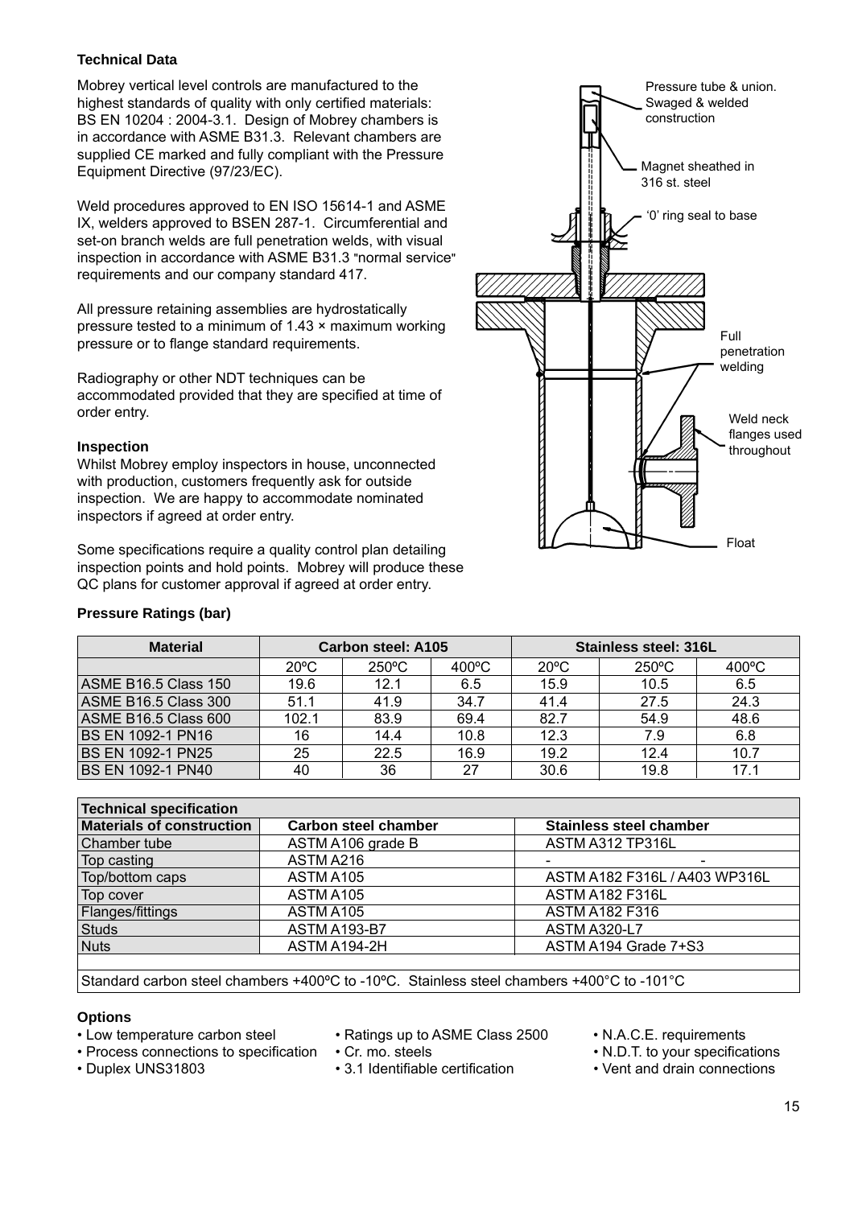### Technical Data

Mobrey vertical level controls are manufactured to the highest standards of quality with only certified materials: BS EN 10204 : 2004-3.1. Design of Mobrey chambers is in accordance with ASME B31.3. Relevant chambers are supplied CE marked and fully compliant with the Pressure Equipment Directive (97/23/EC).

Weld procedures approved to EN ISO 15614-1 and ASME IX, welders approved to BSEN 287-1. Circumferential and set-on branch welds are full penetration welds, with visual inspection in accordance with ASME B31.3 "normal service" requirements and our company standard 417.

All pressure retaining assemblies are hydrostatically pressure tested to a minimum of 1.43 × maximum working pressure or to flange standard requirements.

Radiography or other NDT techniques can be accommodated provided that they are specified at time of order entry.

### Inspection

Whilst Mobrey employ inspectors in house, unconnected with production, customers frequently ask for outside inspection. We are happy to accommodate nominated inspectors if agreed at order entry.

Some specifications require a quality control plan detailing inspection points and hold points. Mobrey will produce these QC plans for customer approval if agreed at order entry.

Pressure tube & union. Swaged & welded construction

Magnet sheathed in 316 st. steel

'0' ring seal to base

Full penetration welding

Weld neck flanges used throughout

Float

### Pressure Ratings (bar)

| Material | Carbon steel: A105 | | | Stainless steel: 316L | | |
|---|---|---|---|---|---|---|
| | 20ºC | 250ºC | 400ºC | 20ºC | 250ºC | 400ºC |
| ASME B16.5 Class 150 | 19.6 | 12.1 | 6.5 | 15.9 | 10.5 | 6.5 |
| ASME B16.5 Class 300 | 51.1 | 41.9 | 34.7 | 41.4 | 27.5 | 24.3 |
| ASME B16.5 Class 600 | 102.1 | 83.9 | 69.4 | 82.7 | 54.9 | 48.6 |
| BS EN 1092-1 PN16 | 16 | 14.4 | 10.8 | 12.3 | 7.9 | 6.8 |
| BS EN 1092-1 PN25 | 25 | 22.5 | 16.9 | 19.2 | 12.4 | 10.7 |
| BS EN 1092-1 PN40 | 40 | 36 | 27 | 30.6 | 19.8 | 17.1 |

| Technical specification | | |
|---|---|---|
| **Materials of construction** | **Carbon steel chamber** | **Stainless steel chamber** |
| Chamber tube | ASTM A106 grade B | ASTM A312 TP316L |
| Top casting | ASTM A216 | - - |
| Top/bottom caps | ASTM A105 | ASTM A182 F316L / A403 WP316L |
| Top cover | ASTM A105 | ASTM A182 F316L |
| Flanges/fittings | ASTM A105 | ASTM A182 F316 |
| Studs | ASTM A193-B7 | ASTM A320-L7 |
| Nuts | ASTM A194-2H | ASTM A194 Grade 7+S3 |
| Standard carbon steel chambers +400ºC to -10ºC. Stainless steel chambers +400°C to -101°C | | |

### Options

- Low temperature carbon steel
- Process connections to specification
- Duplex UNS31803
- Ratings up to ASME Class 2500
- Cr. mo. steels
- 3.1 Identifiable certification
- N.A.C.E. requirements
- N.D.T. to your specifications
- Vent and drain connections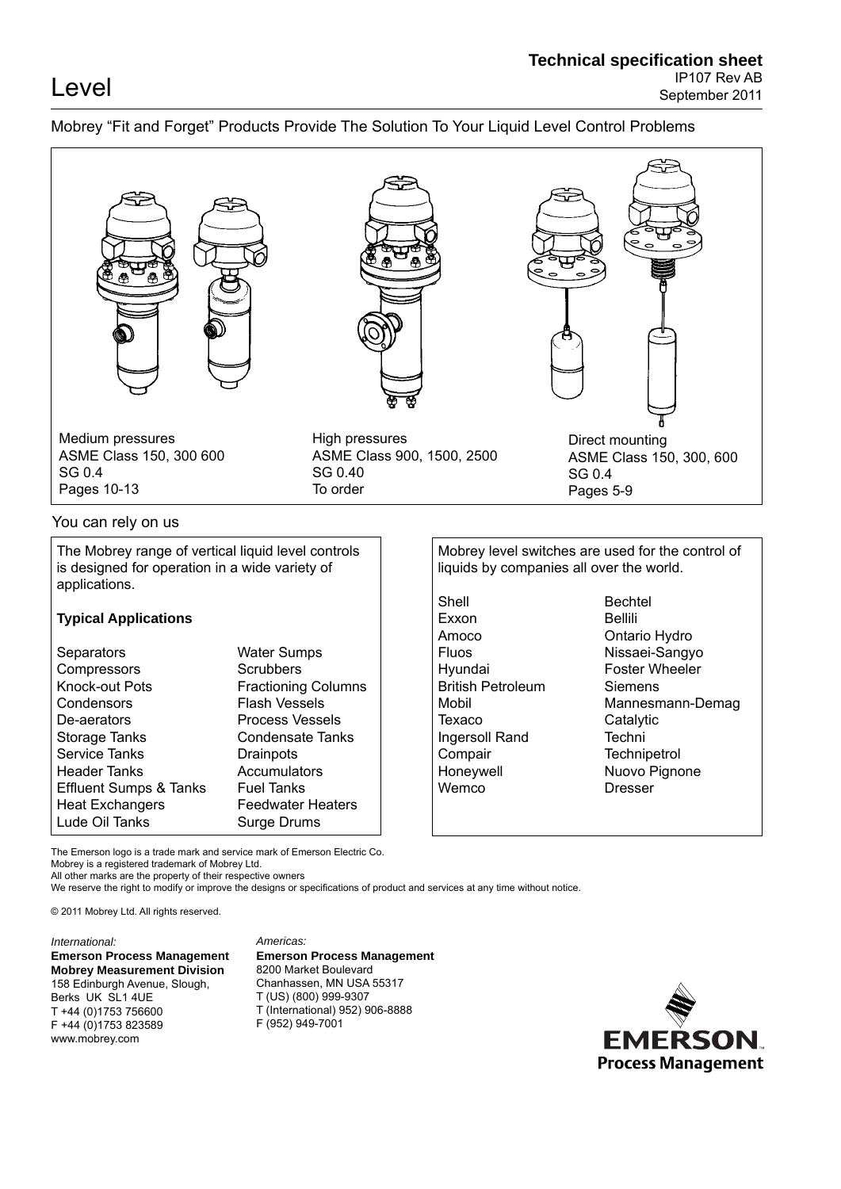**Technical specification sheet**
IP107 Rev AB
September 2011

# Level

Mobrey "Fit and Forget" Products Provide The Solution To Your Liquid Level Control Problems

Medium pressures
ASME Class 150, 300 600
SG 0.4
Pages 10-13

High pressures
ASME Class 900, 1500, 2500
SG 0.40
To order

Direct mounting
ASME Class 150, 300, 600
SG 0.4
Pages 5-9

## You can rely on us

The Mobrey range of vertical liquid level controls is designed for operation in a wide variety of applications.

**Typical Applications**

| | |
|---|---|
| Separators | Water Sumps |
| Compressors | Scrubbers |
| Knock-out Pots | Fractioning Columns |
| Condensors | Flash Vessels |
| De-aerators | Process Vessels |
| Storage Tanks | Condensate Tanks |
| Service Tanks | Drainpots |
| Header Tanks | Accumulators |
| Effluent Sumps & Tanks | Fuel Tanks |
| Heat Exchangers | Feedwater Heaters |
| Lude Oil Tanks | Surge Drums |

Mobrey level switches are used for the control of liquids by companies all over the world.

| | |
|---|---|
| Shell | Bechtel |
| Exxon | Bellili |
| Amoco | Ontario Hydro |
| Fluos | Nissaei-Sangyo |
| Hyundai | Foster Wheeler |
| British Petroleum | Siemens |
| Mobil | Mannesmann-Demag |
| Texaco | Catalytic |
| Ingersoll Rand | Techni |
| Compair | Technipetrol |
| Honeywell | Nuovo Pignone |
| Wemco | Dresser |

The Emerson logo is a trade mark and service mark of Emerson Electric Co.
Mobrey is a registered trademark of Mobrey Ltd.
All other marks are the property of their respective owners
We reserve the right to modify or improve the designs or specifications of product and services at any time without notice.

© 2011 Mobrey Ltd. All rights reserved.

*International:*
**Emerson Process Management**
**Mobrey Measurement Division**
158 Edinburgh Avenue, Slough,
Berks UK SL1 4UE
T +44 (0)1753 756600
F +44 (0)1753 823589
www.mobrey.com

*Americas:*
**Emerson Process Management**
8200 Market Boulevard
Chanhassen, MN USA 55317
T (US) (800) 999-9307
T (International) 952) 906-8888
F (952) 949-7001

EMERSON. Process Management